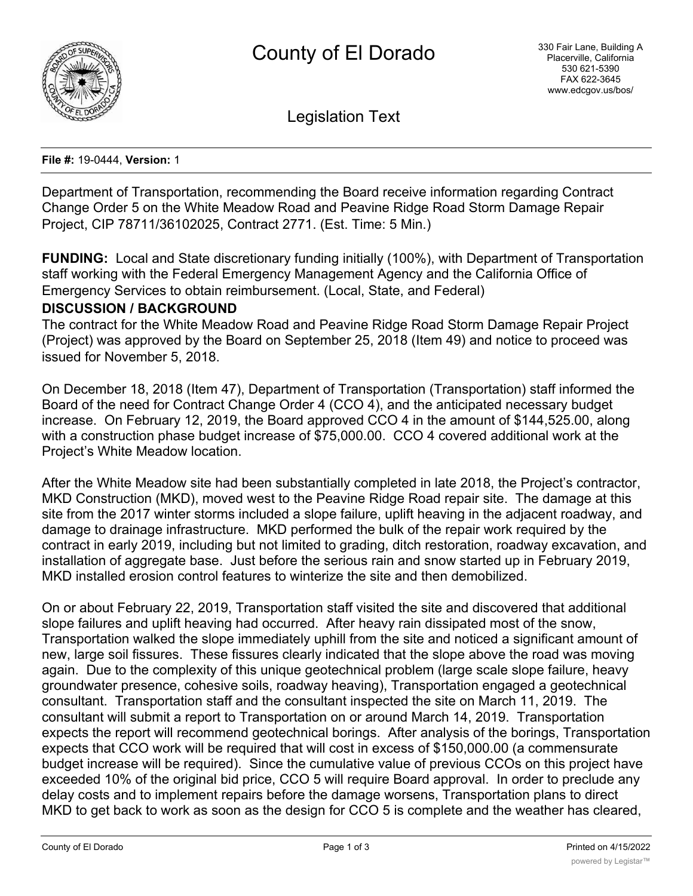# County of El Dorado

330 Fair Lane, Building A
Placerville, California
530 621-5390
FAX 622-3645
www.edcgov.us/bos/

## Legislation Text

**File #:** 19-0444, **Version:** 1

Department of Transportation, recommending the Board receive information regarding Contract Change Order 5 on the White Meadow Road and Peavine Ridge Road Storm Damage Repair Project, CIP 78711/36102025, Contract 2771. (Est. Time: 5 Min.)

**FUNDING:** Local and State discretionary funding initially (100%), with Department of Transportation staff working with the Federal Emergency Management Agency and the California Office of Emergency Services to obtain reimbursement. (Local, State, and Federal)

**DISCUSSION / BACKGROUND**

The contract for the White Meadow Road and Peavine Ridge Road Storm Damage Repair Project (Project) was approved by the Board on September 25, 2018 (Item 49) and notice to proceed was issued for November 5, 2018.

On December 18, 2018 (Item 47), Department of Transportation (Transportation) staff informed the Board of the need for Contract Change Order 4 (CCO 4), and the anticipated necessary budget increase. On February 12, 2019, the Board approved CCO 4 in the amount of $144,525.00, along with a construction phase budget increase of $75,000.00. CCO 4 covered additional work at the Project's White Meadow location.

After the White Meadow site had been substantially completed in late 2018, the Project's contractor, MKD Construction (MKD), moved west to the Peavine Ridge Road repair site. The damage at this site from the 2017 winter storms included a slope failure, uplift heaving in the adjacent roadway, and damage to drainage infrastructure. MKD performed the bulk of the repair work required by the contract in early 2019, including but not limited to grading, ditch restoration, roadway excavation, and installation of aggregate base. Just before the serious rain and snow started up in February 2019, MKD installed erosion control features to winterize the site and then demobilized.

On or about February 22, 2019, Transportation staff visited the site and discovered that additional slope failures and uplift heaving had occurred. After heavy rain dissipated most of the snow, Transportation walked the slope immediately uphill from the site and noticed a significant amount of new, large soil fissures. These fissures clearly indicated that the slope above the road was moving again. Due to the complexity of this unique geotechnical problem (large scale slope failure, heavy groundwater presence, cohesive soils, roadway heaving), Transportation engaged a geotechnical consultant. Transportation staff and the consultant inspected the site on March 11, 2019. The consultant will submit a report to Transportation on or around March 14, 2019. Transportation expects the report will recommend geotechnical borings. After analysis of the borings, Transportation expects that CCO work will be required that will cost in excess of $150,000.00 (a commensurate budget increase will be required). Since the cumulative value of previous CCOs on this project have exceeded 10% of the original bid price, CCO 5 will require Board approval. In order to preclude any delay costs and to implement repairs before the damage worsens, Transportation plans to direct MKD to get back to work as soon as the design for CCO 5 is complete and the weather has cleared,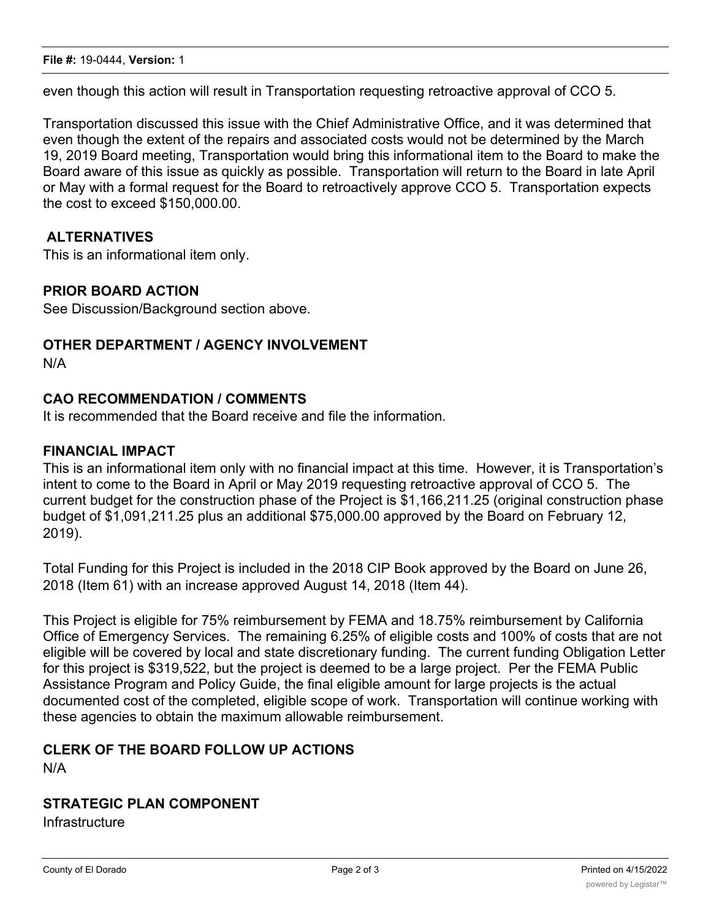even though this action will result in Transportation requesting retroactive approval of CCO 5.

Transportation discussed this issue with the Chief Administrative Office, and it was determined that even though the extent of the repairs and associated costs would not be determined by the March 19, 2019 Board meeting, Transportation would bring this informational item to the Board to make the Board aware of this issue as quickly as possible. Transportation will return to the Board in late April or May with a formal request for the Board to retroactively approve CCO 5. Transportation expects the cost to exceed $150,000.00.

## ALTERNATIVES

This is an informational item only.

## PRIOR BOARD ACTION

See Discussion/Background section above.

## OTHER DEPARTMENT / AGENCY INVOLVEMENT

N/A

## CAO RECOMMENDATION / COMMENTS

It is recommended that the Board receive and file the information.

## FINANCIAL IMPACT

This is an informational item only with no financial impact at this time. However, it is Transportation's intent to come to the Board in April or May 2019 requesting retroactive approval of CCO 5. The current budget for the construction phase of the Project is $1,166,211.25 (original construction phase budget of $1,091,211.25 plus an additional $75,000.00 approved by the Board on February 12, 2019).

Total Funding for this Project is included in the 2018 CIP Book approved by the Board on June 26, 2018 (Item 61) with an increase approved August 14, 2018 (Item 44).

This Project is eligible for 75% reimbursement by FEMA and 18.75% reimbursement by California Office of Emergency Services. The remaining 6.25% of eligible costs and 100% of costs that are not eligible will be covered by local and state discretionary funding. The current funding Obligation Letter for this project is $319,522, but the project is deemed to be a large project. Per the FEMA Public Assistance Program and Policy Guide, the final eligible amount for large projects is the actual documented cost of the completed, eligible scope of work. Transportation will continue working with these agencies to obtain the maximum allowable reimbursement.

## CLERK OF THE BOARD FOLLOW UP ACTIONS

N/A

## STRATEGIC PLAN COMPONENT

Infrastructure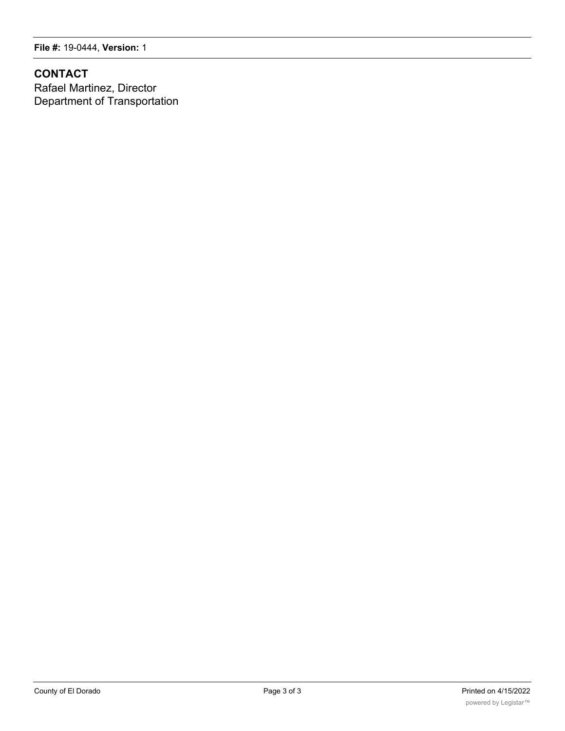## CONTACT

Rafael Martinez, Director
Department of Transportation